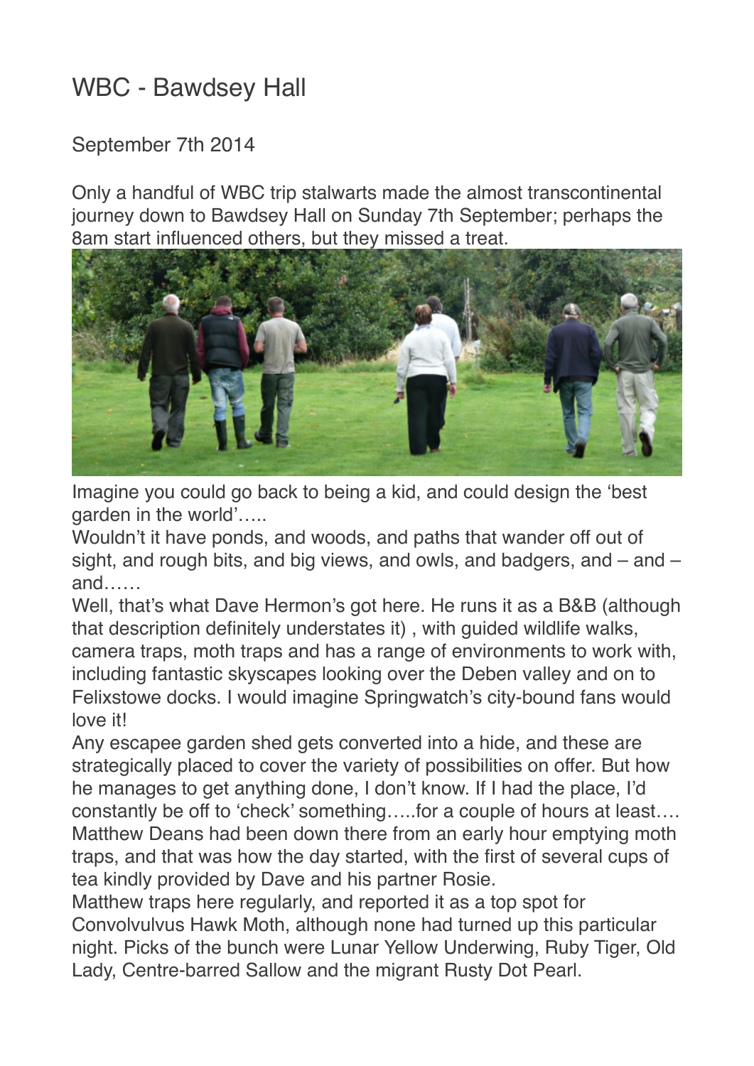# WBC - Bawdsey Hall

September 7th 2014

Only a handful of WBC trip stalwarts made the almost transcontinental journey down to Bawdsey Hall on Sunday 7th September; perhaps the 8am start influenced others, but they missed a treat.

Imagine you could go back to being a kid, and could design the 'best garden in the world'…..

Wouldn't it have ponds, and woods, and paths that wander off out of sight, and rough bits, and big views, and owls, and badgers, and – and – and……

Well, that's what Dave Hermon's got here. He runs it as a B&B (although that description definitely understates it) , with guided wildlife walks, camera traps, moth traps and has a range of environments to work with, including fantastic skyscapes looking over the Deben valley and on to Felixstowe docks. I would imagine Springwatch's city-bound fans would love it!

Any escapee garden shed gets converted into a hide, and these are strategically placed to cover the variety of possibilities on offer. But how he manages to get anything done, I don't know. If I had the place, I'd constantly be off to 'check' something…..for a couple of hours at least….

Matthew Deans had been down there from an early hour emptying moth traps, and that was how the day started, with the first of several cups of tea kindly provided by Dave and his partner Rosie.

Matthew traps here regularly, and reported it as a top spot for Convolvulvus Hawk Moth, although none had turned up this particular night. Picks of the bunch were Lunar Yellow Underwing, Ruby Tiger, Old Lady, Centre-barred Sallow and the migrant Rusty Dot Pearl.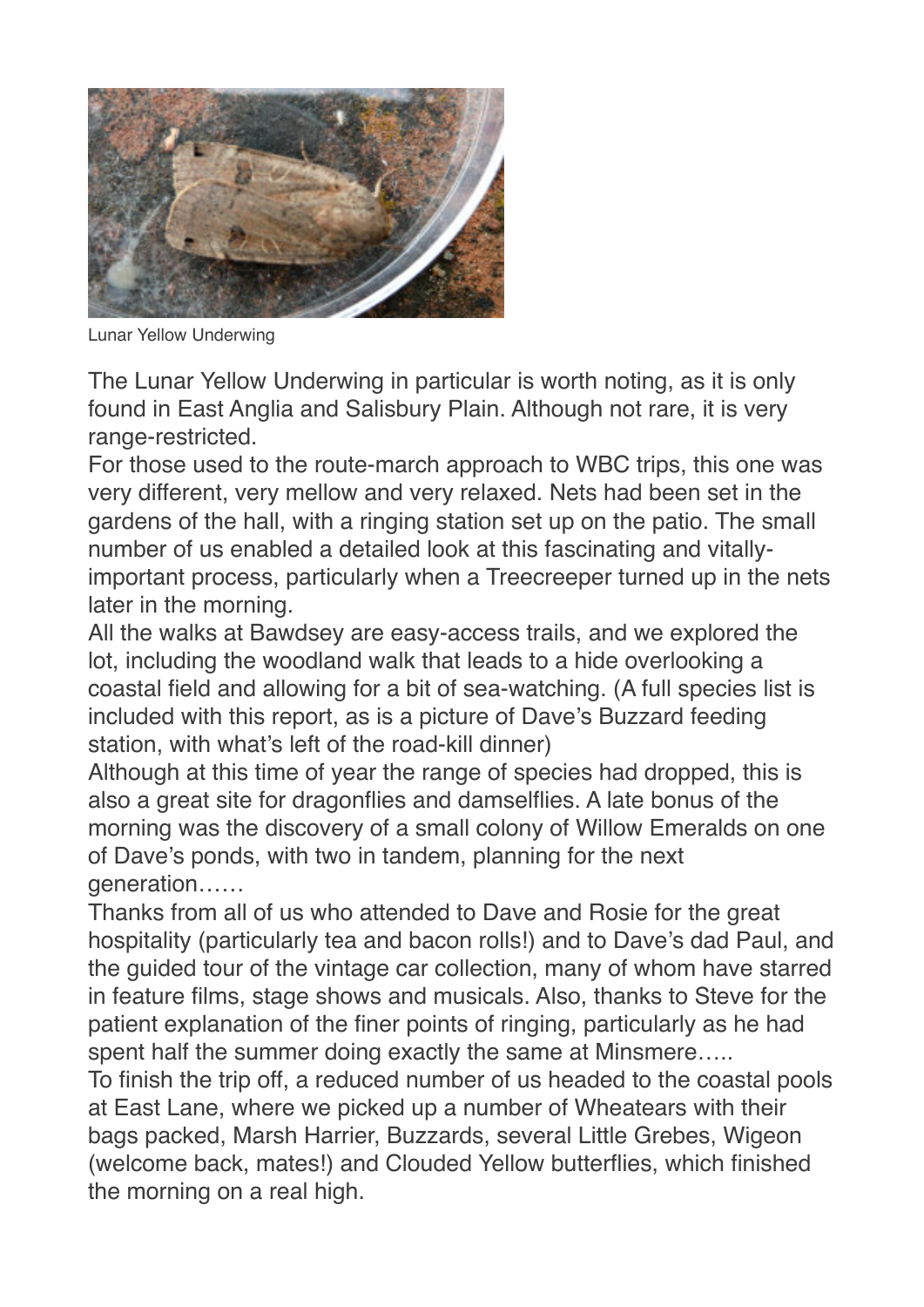Lunar Yellow Underwing

The Lunar Yellow Underwing in particular is worth noting, as it is only found in East Anglia and Salisbury Plain. Although not rare, it is very range-restricted.

For those used to the route-march approach to WBC trips, this one was very different, very mellow and very relaxed. Nets had been set in the gardens of the hall, with a ringing station set up on the patio. The small number of us enabled a detailed look at this fascinating and vitally-important process, particularly when a Treecreeper turned up in the nets later in the morning.

All the walks at Bawdsey are easy-access trails, and we explored the lot, including the woodland walk that leads to a hide overlooking a coastal field and allowing for a bit of sea-watching. (A full species list is included with this report, as is a picture of Dave's Buzzard feeding station, with what's left of the road-kill dinner)

Although at this time of year the range of species had dropped, this is also a great site for dragonflies and damselflies. A late bonus of the morning was the discovery of a small colony of Willow Emeralds on one of Dave's ponds, with two in tandem, planning for the next generation……

Thanks from all of us who attended to Dave and Rosie for the great hospitality (particularly tea and bacon rolls!) and to Dave's dad Paul, and the guided tour of the vintage car collection, many of whom have starred in feature films, stage shows and musicals. Also, thanks to Steve for the patient explanation of the finer points of ringing, particularly as he had spent half the summer doing exactly the same at Minsmere…..

To finish the trip off, a reduced number of us headed to the coastal pools at East Lane, where we picked up a number of Wheatears with their bags packed, Marsh Harrier, Buzzards, several Little Grebes, Wigeon (welcome back, mates!) and Clouded Yellow butterflies, which finished the morning on a real high.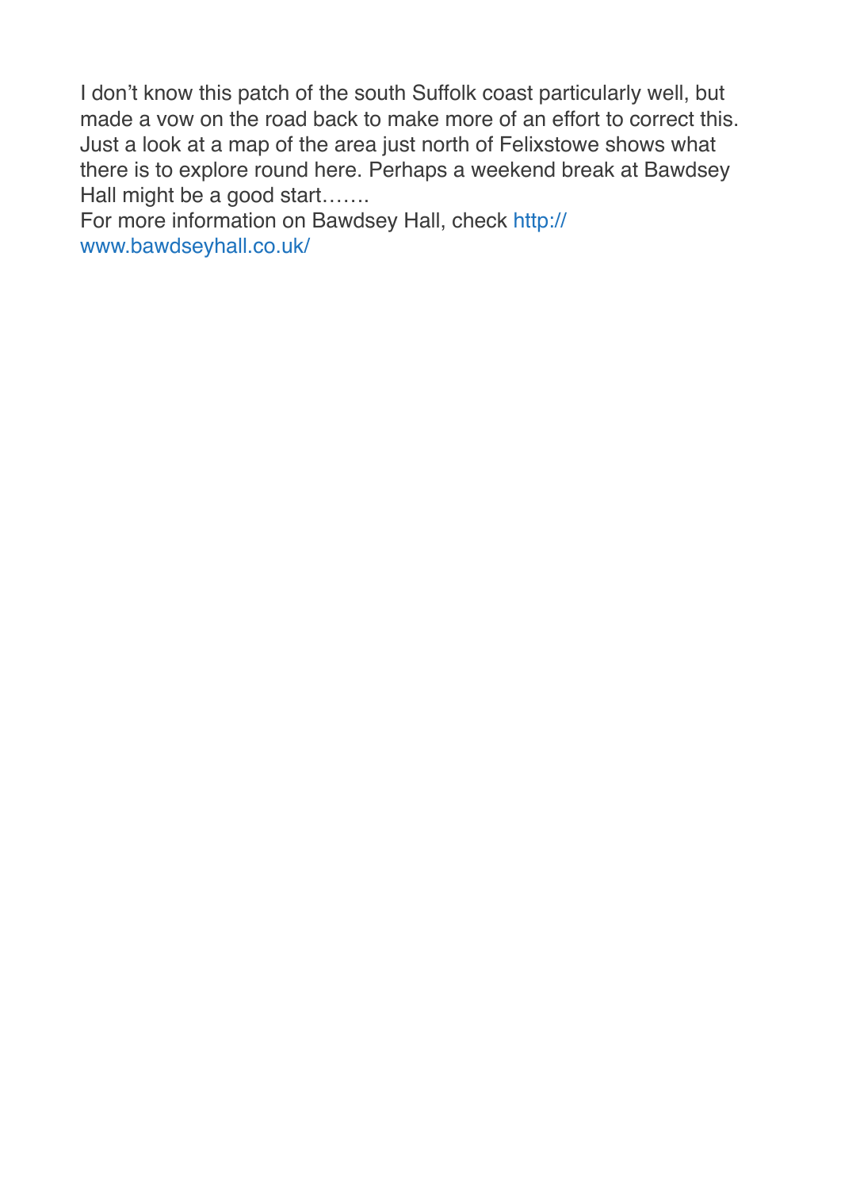I don’t know this patch of the south Suffolk coast particularly well, but made a vow on the road back to make more of an effort to correct this. Just a look at a map of the area just north of Felixstowe shows what there is to explore round here. Perhaps a weekend break at Bawdsey Hall might be a good start…….

For more information on Bawdsey Hall, check http://www.bawdseyhall.co.uk/